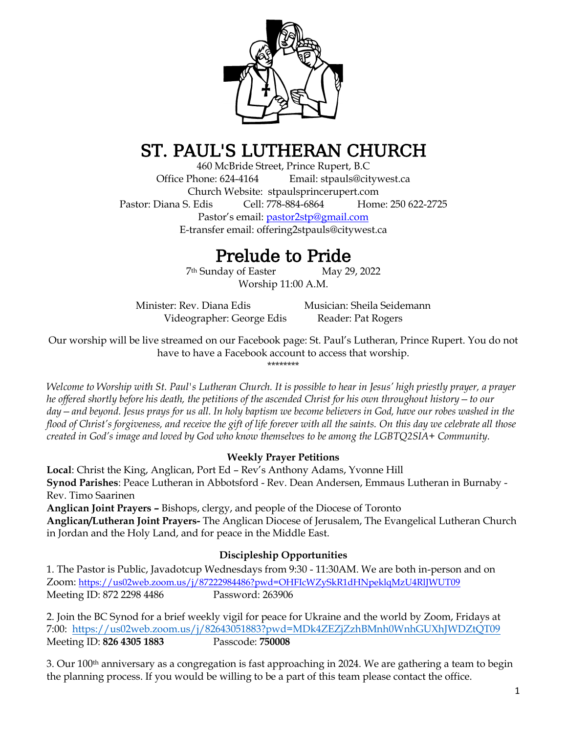# ST. PAUL'S LUTHERAN CHURCH

460 McBride Street, Prince Rupert, B.C
Office Phone: 624-4164 Email: stpauls@citywest.ca
Church Website: stpaulsprincerupert.com
Pastor: Diana S. Edis Cell: 778-884-6864 Home: 250 622-2725
Pastor's email: pastor2stp@gmail.com
E-transfer email: offering2stpauls@citywest.ca

# Prelude to Pride

7th Sunday of Easter May 29, 2022
Worship 11:00 A.M.

Minister: Rev. Diana Edis Musician: Sheila Seidemann
Videographer: George Edis Reader: Pat Rogers

Our worship will be live streamed on our Facebook page: St. Paul's Lutheran, Prince Rupert. You do not have to have a Facebook account to access that worship.

********

*Welcome to Worship with St. Paul's Lutheran Church. It is possible to hear in Jesus' high priestly prayer, a prayer he offered shortly before his death, the petitions of the ascended Christ for his own throughout history—to our day—and beyond. Jesus prays for us all. In holy baptism we become believers in God, have our robes washed in the flood of Christ's forgiveness, and receive the gift of life forever with all the saints. On this day we celebrate all those created in God's image and loved by God who know themselves to be among the LGBTQ2SIA+ Community.*

**Weekly Prayer Petitions**

**Local**: Christ the King, Anglican, Port Ed – Rev's Anthony Adams, Yvonne Hill
**Synod Parishes**: Peace Lutheran in Abbotsford - Rev. Dean Andersen, Emmaus Lutheran in Burnaby - Rev. Timo Saarinen
**Anglican Joint Prayers –** Bishops, clergy, and people of the Diocese of Toronto
**Anglican/Lutheran Joint Prayers-** The Anglican Diocese of Jerusalem, The Evangelical Lutheran Church in Jordan and the Holy Land, and for peace in the Middle East.

**Discipleship Opportunities**

1. The Pastor is Public, Javadotcup Wednesdays from 9:30 - 11:30AM. We are both in-person and on Zoom: https://us02web.zoom.us/j/87222984486?pwd=OHFIcWZySkR1dHNpeklqMzU4RlJWUT09
Meeting ID: 872 2298 4486 Password: 263906

2. Join the BC Synod for a brief weekly vigil for peace for Ukraine and the world by Zoom, Fridays at 7:00: https://us02web.zoom.us/j/82643051883?pwd=MDk4ZEZjZzhBMnh0WnhGUXhJWDZtQT09
Meeting ID: **826 4305 1883** Passcode: **750008**

3. Our 100th anniversary as a congregation is fast approaching in 2024. We are gathering a team to begin the planning process. If you would be willing to be a part of this team please contact the office.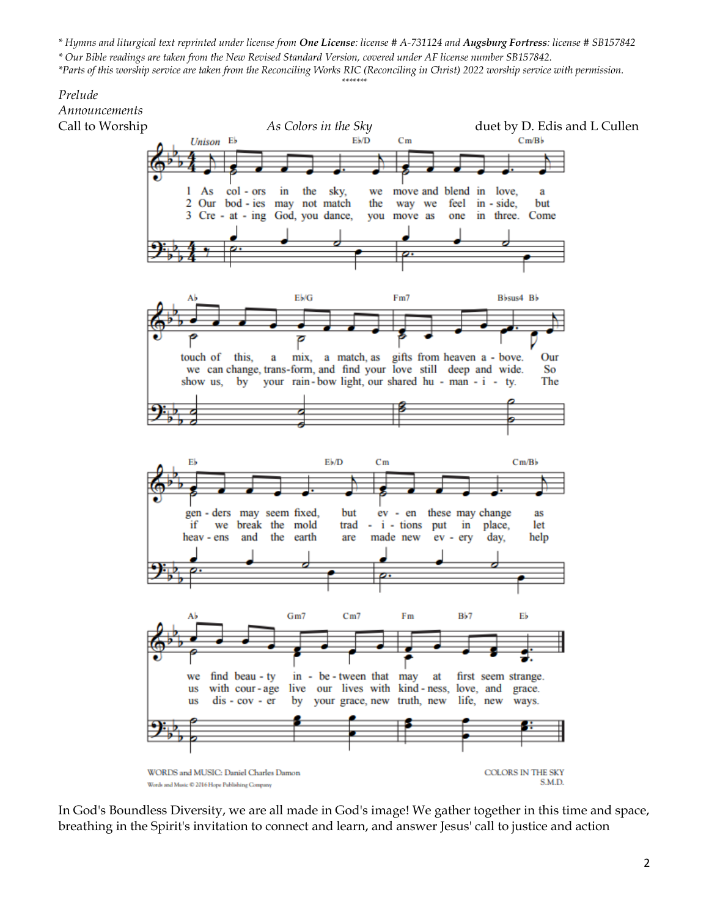*\* Hymns and liturgical text reprinted under license from **One License**: license # A-731124 and **Augsburg Fortress**: license # SB157842*
*\* Our Bible readings are taken from the New Revised Standard Version, covered under AF license number SB157842.*
*\*Parts of this worship service are taken from the Reconciling Works RIC (Reconciling in Christ) 2022 worship service with permission.*

\*\*\*\*\*\*\*

*Prelude*
*Announcements*

Call to Worship *As Colors in the Sky* duet by D. Edis and L Cullen

1 As colors in the sky, we move and blend in love, a touch of this, a mix, a match, as gifts from heaven above. Our genders may seem fixed, but even these may change as we find beauty in-between that may at first seem strange.

2 Our bodies may not match the way we feel inside, but we can change, transform, and find your love still deep and wide. So if we break the mold traditions put in place, let us with courage live our lives with kindness, love, and grace.

3 Creating God, you dance, you move as one in three. Come show us, by your rainbow light, our shared humanity. The heavens and the earth are made new every day, help us discover by your grace, new truth, new life, new ways.

WORDS and MUSIC: Daniel Charles Damon
Words and Music © 2016 Hope Publishing Company

COLORS IN THE SKY
S.M.D.

In God's Boundless Diversity, we are all made in God's image! We gather together in this time and space, breathing in the Spirit's invitation to connect and learn, and answer Jesus' call to justice and action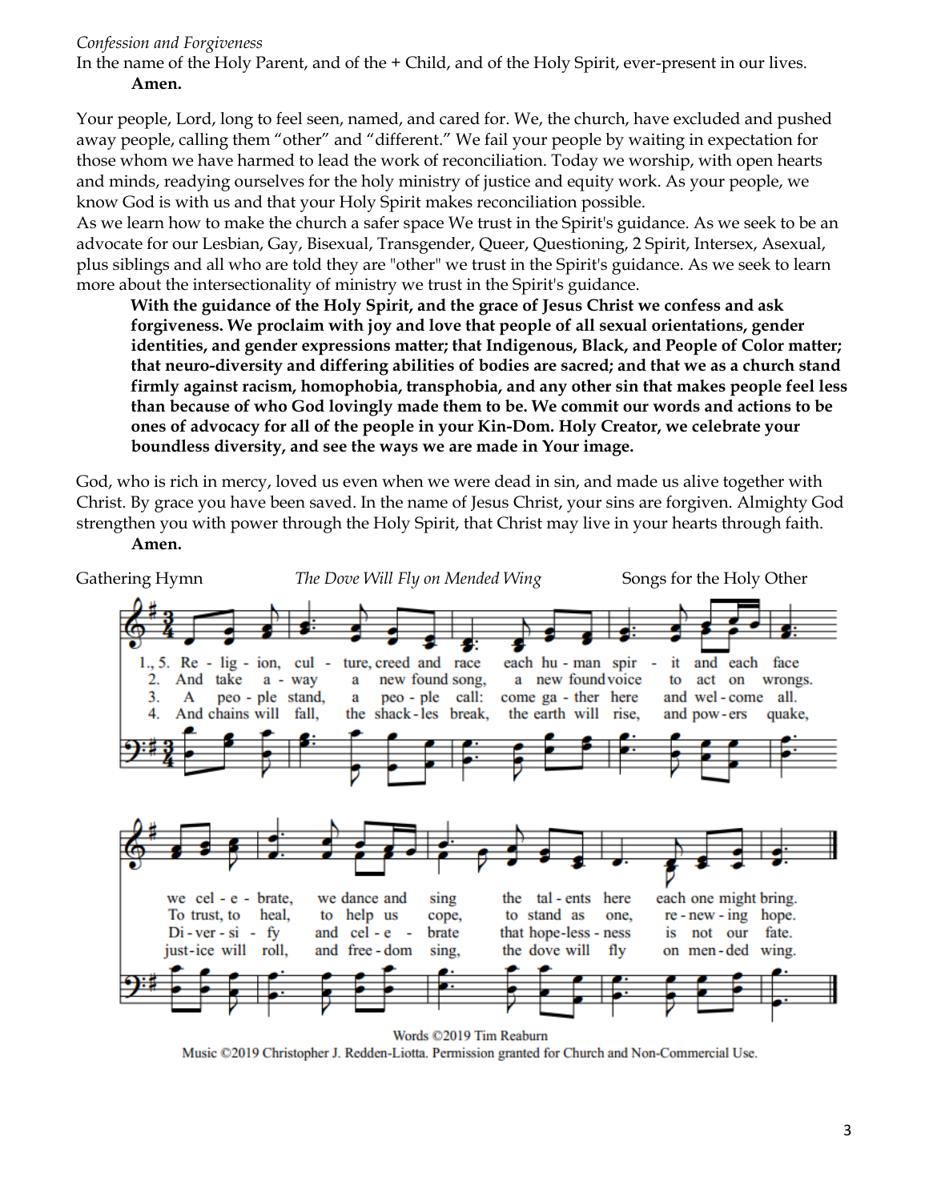*Confession and Forgiveness*

In the name of the Holy Parent, and of the + Child, and of the Holy Spirit, ever-present in our lives.

**Amen.**

Your people, Lord, long to feel seen, named, and cared for. We, the church, have excluded and pushed away people, calling them "other" and "different." We fail your people by waiting in expectation for those whom we have harmed to lead the work of reconciliation. Today we worship, with open hearts and minds, readying ourselves for the holy ministry of justice and equity work. As your people, we know God is with us and that your Holy Spirit makes reconciliation possible.

As we learn how to make the church a safer space We trust in the Spirit's guidance. As we seek to be an advocate for our Lesbian, Gay, Bisexual, Transgender, Queer, Questioning, 2 Spirit, Intersex, Asexual, plus siblings and all who are told they are "other" we trust in the Spirit's guidance. As we seek to learn more about the intersectionality of ministry we trust in the Spirit's guidance.

**With the guidance of the Holy Spirit, and the grace of Jesus Christ we confess and ask forgiveness. We proclaim with joy and love that people of all sexual orientations, gender identities, and gender expressions matter; that Indigenous, Black, and People of Color matter; that neuro-diversity and differing abilities of bodies are sacred; and that we as a church stand firmly against racism, homophobia, transphobia, and any other sin that makes people feel less than because of who God lovingly made them to be. We commit our words and actions to be ones of advocacy for all of the people in your Kin-Dom. Holy Creator, we celebrate your boundless diversity, and see the ways we are made in Your image.**

God, who is rich in mercy, loved us even when we were dead in sin, and made us alive together with Christ. By grace you have been saved. In the name of Jesus Christ, your sins are forgiven. Almighty God strengthen you with power through the Holy Spirit, that Christ may live in your hearts through faith.

**Amen.**

Gathering Hymn *The Dove Will Fly on Mended Wing* Songs for the Holy Other

1., 5. Religion, culture, creed and race each human spirit and each face we celebrate, we dance and sing the talents here each one might bring.

2. And take away a new found song, a new found voice to act on wrongs. To trust, to heal, to help us cope, to stand as one, renewing hope.

3. A people stand, a people call: come gather here and welcome all. Diversify and celebrate that hopelessness is not our fate.

4. And chains will fall, the shackles break, the earth will rise, and powers quake, justice will roll, and freedom sing, the dove will fly on mended wing.

Words ©2019 Tim Reaburn

Music ©2019 Christopher J. Redden-Liotta. Permission granted for Church and Non-Commercial Use.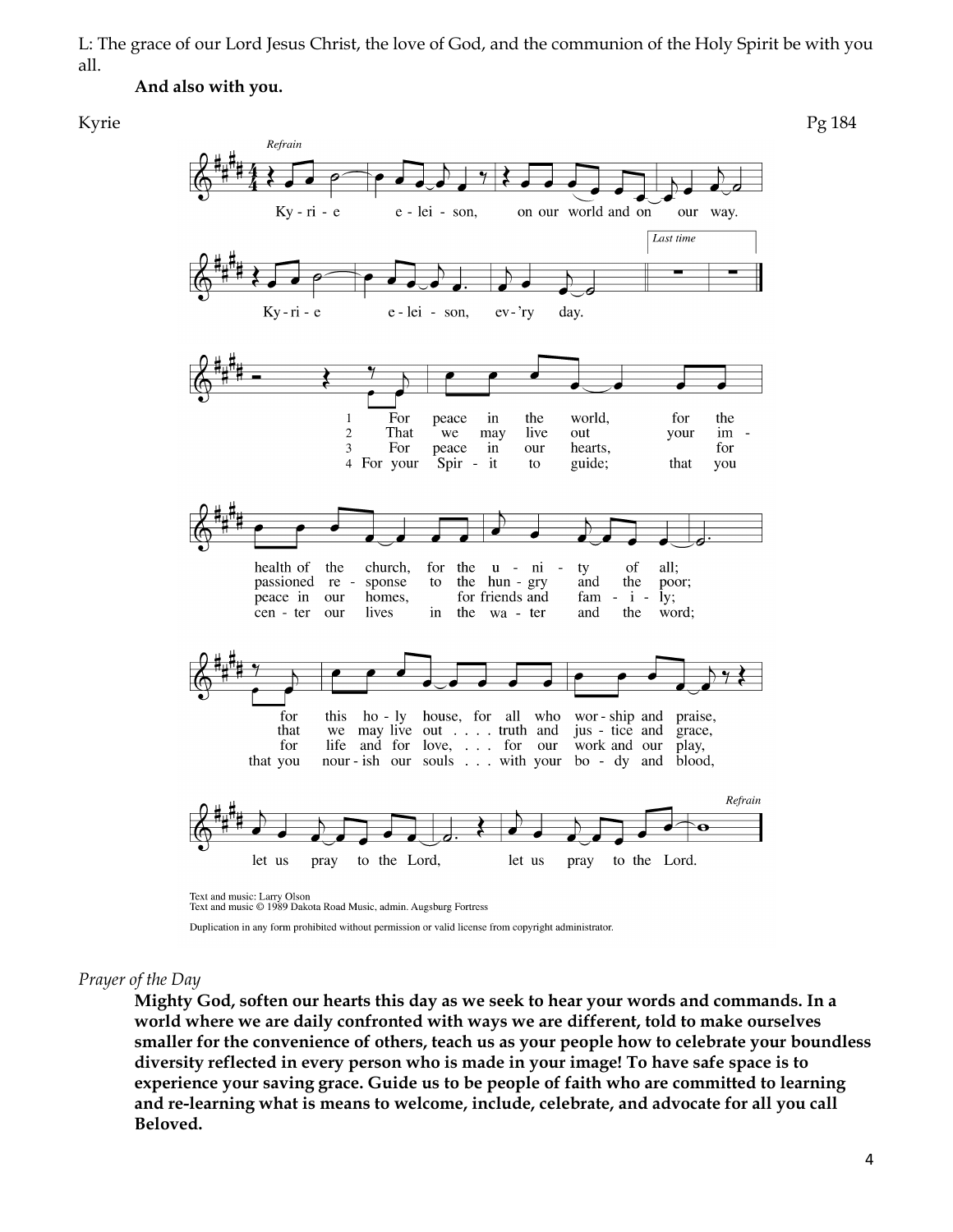L: The grace of our Lord Jesus Christ, the love of God, and the communion of the Holy Spirit be with you all.

**And also with you.**

Kyrie Pg 184

*Refrain*

Ky - ri - e e - lei - son, on our world and on our way.

Ky - ri - e e - lei - son, ev - 'ry day.

*Last time*

1 For peace in the world, for the health of the church, for the u - ni - ty of all;
2 That we may live out your im - passioned re - sponse to the hun - gry and the poor;
3 For peace in our hearts, for peace in our homes, for friends and fam - i - ly;
4 For your Spir - it to guide; that you cen - ter our lives in the wa - ter and the word;

for this ho - ly house, for all who wor - ship and praise,
that we may live out . . . . truth and jus - tice and grace,
for life and for love, . . . for our work and our play,
that you nour - ish our souls . . . with your bo - dy and blood,

let us pray to the Lord, let us pray to the Lord.

*Refrain*

Text and music: Larry Olson
Text and music © 1989 Dakota Road Music, admin. Augsburg Fortress

Duplication in any form prohibited without permission or valid license from copyright administrator.

*Prayer of the Day*

**Mighty God, soften our hearts this day as we seek to hear your words and commands. In a world where we are daily confronted with ways we are different, told to make ourselves smaller for the convenience of others, teach us as your people how to celebrate your boundless diversity reflected in every person who is made in your image! To have safe space is to experience your saving grace. Guide us to be people of faith who are committed to learning and re-learning what is means to welcome, include, celebrate, and advocate for all you call Beloved.**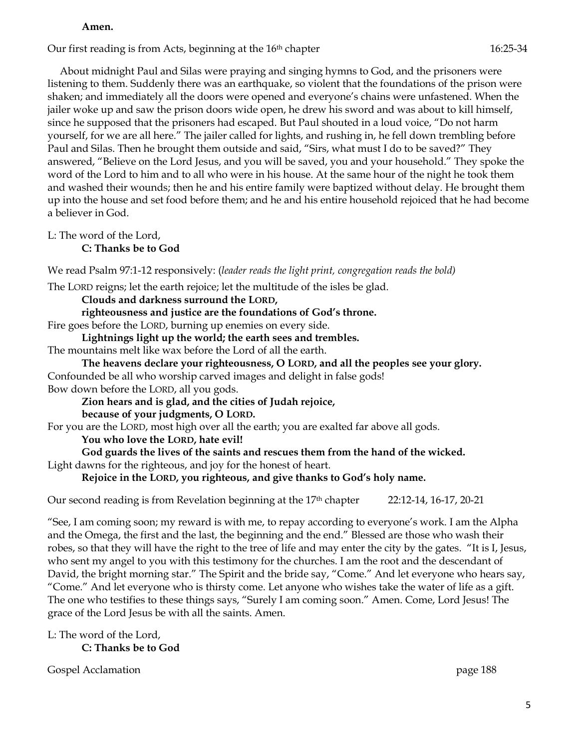**Amen.**

Our first reading is from Acts, beginning at the 16th chapter 16:25-34

About midnight Paul and Silas were praying and singing hymns to God, and the prisoners were listening to them. Suddenly there was an earthquake, so violent that the foundations of the prison were shaken; and immediately all the doors were opened and everyone's chains were unfastened. When the jailer woke up and saw the prison doors wide open, he drew his sword and was about to kill himself, since he supposed that the prisoners had escaped. But Paul shouted in a loud voice, "Do not harm yourself, for we are all here." The jailer called for lights, and rushing in, he fell down trembling before Paul and Silas. Then he brought them outside and said, "Sirs, what must I do to be saved?" They answered, "Believe on the Lord Jesus, and you will be saved, you and your household." They spoke the word of the Lord to him and to all who were in his house. At the same hour of the night he took them and washed their wounds; then he and his entire family were baptized without delay. He brought them up into the house and set food before them; and he and his entire household rejoiced that he had become a believer in God.

L: The word of the Lord,
**C: Thanks be to God**

We read Psalm 97:1-12 responsively: (*leader reads the light print, congregation reads the bold)*

The LORD reigns; let the earth rejoice; let the multitude of the isles be glad.
**Clouds and darkness surround the LORD,**
**righteousness and justice are the foundations of God's throne.**
Fire goes before the LORD, burning up enemies on every side.
**Lightnings light up the world; the earth sees and trembles.**
The mountains melt like wax before the Lord of all the earth.
**The heavens declare your righteousness, O LORD, and all the peoples see your glory.**
Confounded be all who worship carved images and delight in false gods!
Bow down before the LORD, all you gods.
**Zion hears and is glad, and the cities of Judah rejoice,**
**because of your judgments, O LORD.**
For you are the LORD, most high over all the earth; you are exalted far above all gods.
**You who love the LORD, hate evil!**
**God guards the lives of the saints and rescues them from the hand of the wicked.**
Light dawns for the righteous, and joy for the honest of heart.
**Rejoice in the LORD, you righteous, and give thanks to God's holy name.**

Our second reading is from Revelation beginning at the 17th chapter 22:12-14, 16-17, 20-21

"See, I am coming soon; my reward is with me, to repay according to everyone's work. I am the Alpha and the Omega, the first and the last, the beginning and the end." Blessed are those who wash their robes, so that they will have the right to the tree of life and may enter the city by the gates. "It is I, Jesus, who sent my angel to you with this testimony for the churches. I am the root and the descendant of David, the bright morning star." The Spirit and the bride say, "Come." And let everyone who hears say, "Come." And let everyone who is thirsty come. Let anyone who wishes take the water of life as a gift. The one who testifies to these things says, "Surely I am coming soon." Amen. Come, Lord Jesus! The grace of the Lord Jesus be with all the saints. Amen.

L: The word of the Lord,
**C: Thanks be to God**

Gospel Acclamation page 188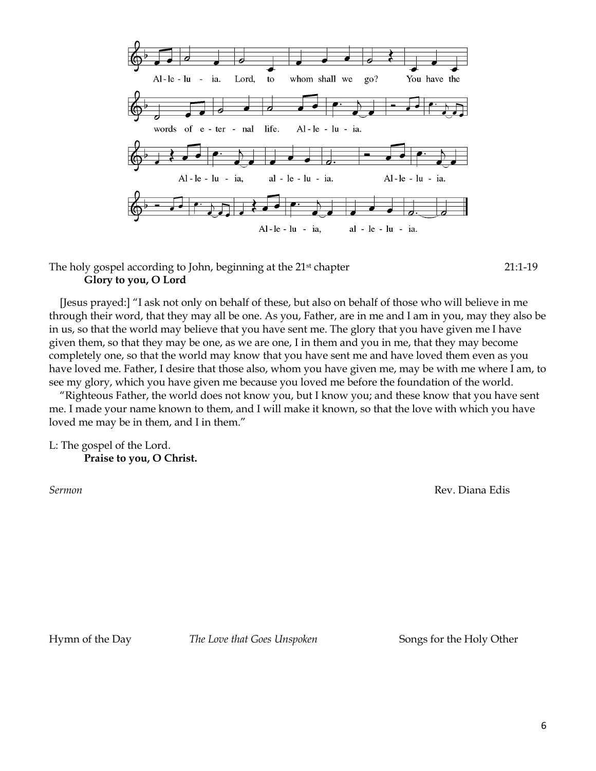Al-le-lu-ia. Lord, to whom shall we go? You have the words of e-ter-nal life. Al-le-lu-ia.

Al-le-lu-ia, al-le-lu-ia. Al-le-lu-ia.

Al-le-lu-ia, al-le-lu-ia.

The holy gospel according to John, beginning at the 21st chapter 21:1-19

**Glory to you, O Lord**

[Jesus prayed:] "I ask not only on behalf of these, but also on behalf of those who will believe in me through their word, that they may all be one. As you, Father, are in me and I am in you, may they also be in us, so that the world may believe that you have sent me. The glory that you have given me I have given them, so that they may be one, as we are one, I in them and you in me, that they may become completely one, so that the world may know that you have sent me and have loved them even as you have loved me. Father, I desire that those also, whom you have given me, may be with me where I am, to see my glory, which you have given me because you loved me before the foundation of the world.

"Righteous Father, the world does not know you, but I know you; and these know that you have sent me. I made your name known to them, and I will make it known, so that the love with which you have loved me may be in them, and I in them."

L: The gospel of the Lord.

**Praise to you, O Christ.**

*Sermon* Rev. Diana Edis

Hymn of the Day *The Love that Goes Unspoken* Songs for the Holy Other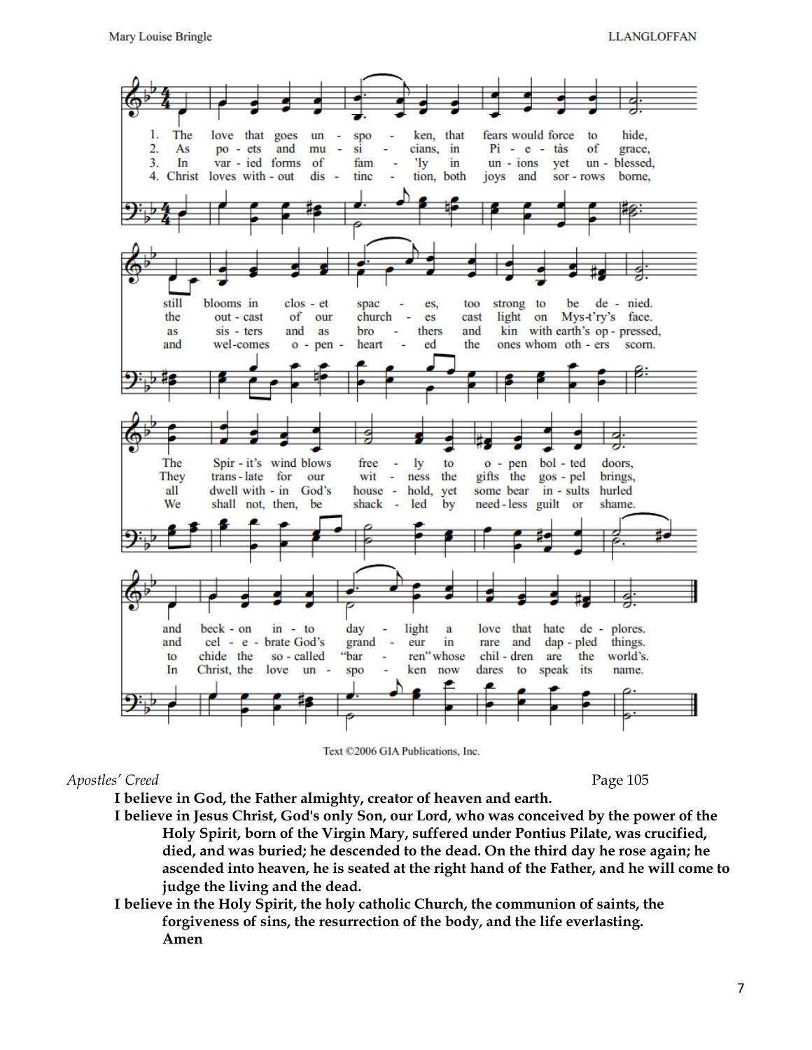Mary Louise Bringle — LLANGLOFFAN

1. The love that goes unspoken, that fears would force to hide, still blooms in closet spaces, too strong to be denied. The Spirit's wind blows freely to open bolted doors, and beckon into daylight a love that hate deplores.

2. As poets and musicians, in Pietàs of grace, the outcast of our churches cast light on Myst'ry's face. They translate for witness the gifts the gospel brings, and celebrate God's grandeur in rare and dappled things.

3. In varied forms of family in unions yet unblessed, as sisters and as brothers and kin with earth's oppressed, all dwell within God's household, yet some bear insults hurled to chide the so-called "barren" whose children are the world's.

4. Christ loves without distinction, both joys and sorrows borne, and welcomes open-hearted the ones whom others scorn. We shall not, then, be shackled by needless guilt or shame. In Christ, the love unspoken now dares to speak its name.

Text ©2006 GIA Publications, Inc.

*Apostles' Creed* — Page 105

**I believe in God, the Father almighty, creator of heaven and earth.**

**I believe in Jesus Christ, God's only Son, our Lord, who was conceived by the power of the Holy Spirit, born of the Virgin Mary, suffered under Pontius Pilate, was crucified, died, and was buried; he descended to the dead. On the third day he rose again; he ascended into heaven, he is seated at the right hand of the Father, and he will come to judge the living and the dead.**

**I believe in the Holy Spirit, the holy catholic Church, the communion of saints, the forgiveness of sins, the resurrection of the body, and the life everlasting. Amen**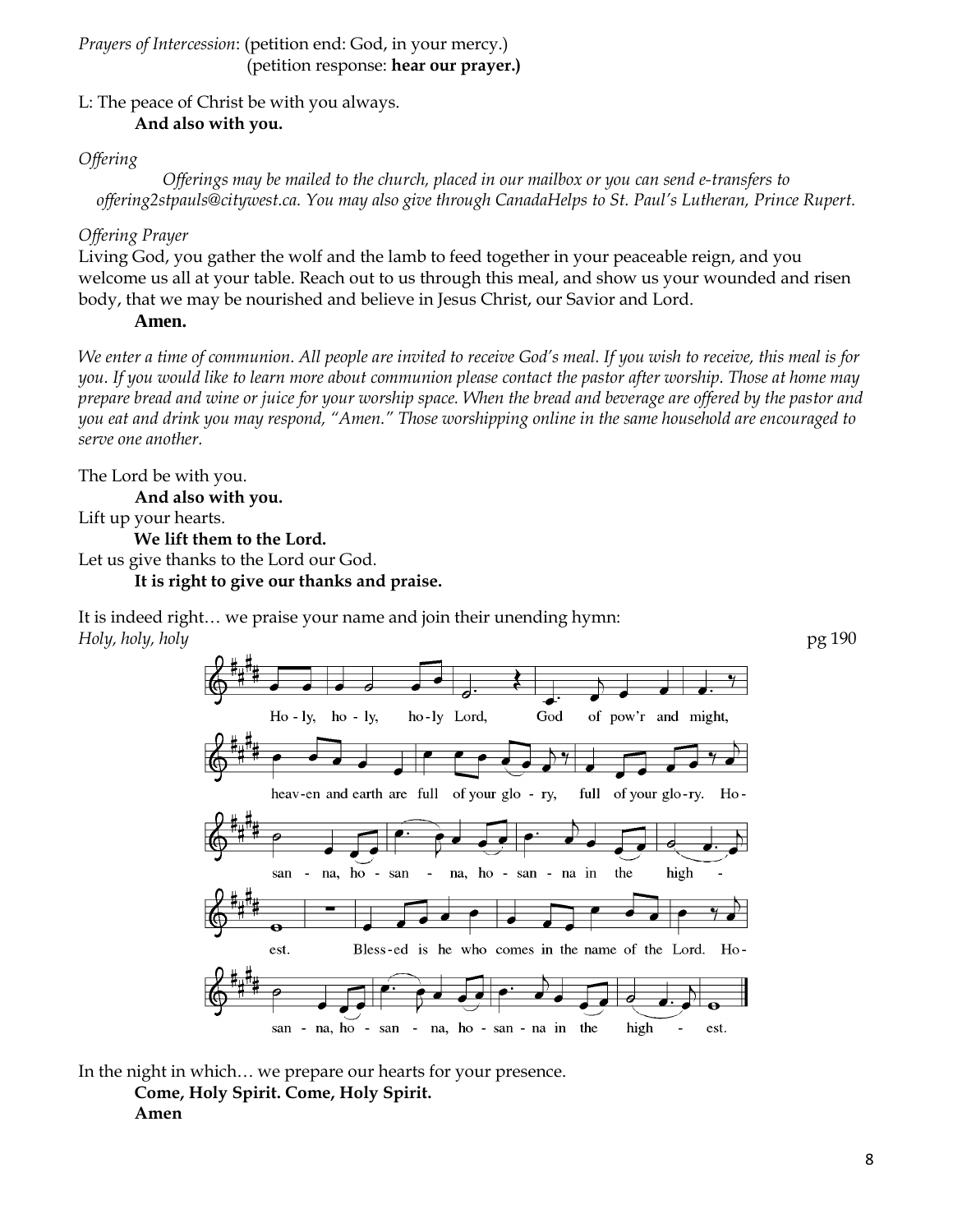*Prayers of Intercession*: (petition end: God, in your mercy.)
(petition response: **hear our prayer.)**

L: The peace of Christ be with you always.
**And also with you.**

*Offering*

*Offerings may be mailed to the church, placed in our mailbox or you can send e-transfers to offering2stpauls@citywest.ca. You may also give through CanadaHelps to St. Paul's Lutheran, Prince Rupert.*

*Offering Prayer*

Living God, you gather the wolf and the lamb to feed together in your peaceable reign, and you welcome us all at your table. Reach out to us through this meal, and show us your wounded and risen body, that we may be nourished and believe in Jesus Christ, our Savior and Lord.
**Amen.**

*We enter a time of communion. All people are invited to receive God's meal. If you wish to receive, this meal is for you. If you would like to learn more about communion please contact the pastor after worship. Those at home may prepare bread and wine or juice for your worship space. When the bread and beverage are offered by the pastor and you eat and drink you may respond, "Amen." Those worshipping online in the same household are encouraged to serve one another.*

The Lord be with you.
**And also with you.**
Lift up your hearts.
**We lift them to the Lord.**
Let us give thanks to the Lord our God.
**It is right to give our thanks and praise.**

It is indeed right… we praise your name and join their unending hymn:
*Holy, holy, holy* pg 190

Ho-ly, ho-ly, ho-ly Lord, God of pow'r and might, heav-en and earth are full of your glo-ry, full of your glo-ry. Ho-san-na, ho-san-na, ho-san-na in the high-est. Bless-ed is he who comes in the name of the Lord. Ho-san-na, ho-san-na, ho-san-na in the high-est.

In the night in which… we prepare our hearts for your presence.
**Come, Holy Spirit. Come, Holy Spirit.**
**Amen**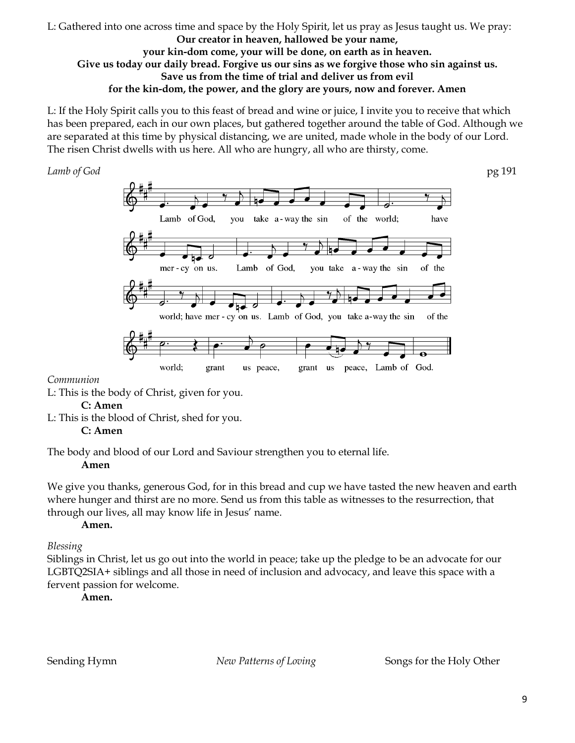L: Gathered into one across time and space by the Holy Spirit, let us pray as Jesus taught us. We pray:

**Our creator in heaven, hallowed be your name,**
**your kin-dom come, your will be done, on earth as in heaven.**
**Give us today our daily bread. Forgive us our sins as we forgive those who sin against us.**
**Save us from the time of trial and deliver us from evil**
**for the kin-dom, the power, and the glory are yours, now and forever. Amen**

L: If the Holy Spirit calls you to this feast of bread and wine or juice, I invite you to receive that which has been prepared, each in our own places, but gathered together around the table of God. Although we are separated at this time by physical distancing, we are united, made whole in the body of our Lord. The risen Christ dwells with us here. All who are hungry, all who are thirsty, come.

*Lamb of God* pg 191

Lamb of God, you take away the sin of the world; have mercy on us. Lamb of God, you take away the sin of the world; have mercy on us. Lamb of God, you take away the sin of the world; grant us peace, grant us peace, Lamb of God.

*Communion*

L: This is the body of Christ, given for you.

**C: Amen**

L: This is the blood of Christ, shed for you.

**C: Amen**

The body and blood of our Lord and Saviour strengthen you to eternal life.

**Amen**

We give you thanks, generous God, for in this bread and cup we have tasted the new heaven and earth where hunger and thirst are no more. Send us from this table as witnesses to the resurrection, that through our lives, all may know life in Jesus' name.

**Amen.**

*Blessing*

Siblings in Christ, let us go out into the world in peace; take up the pledge to be an advocate for our LGBTQ2SIA+ siblings and all those in need of inclusion and advocacy, and leave this space with a fervent passion for welcome.

**Amen.**

Sending Hymn *New Patterns of Loving* Songs for the Holy Other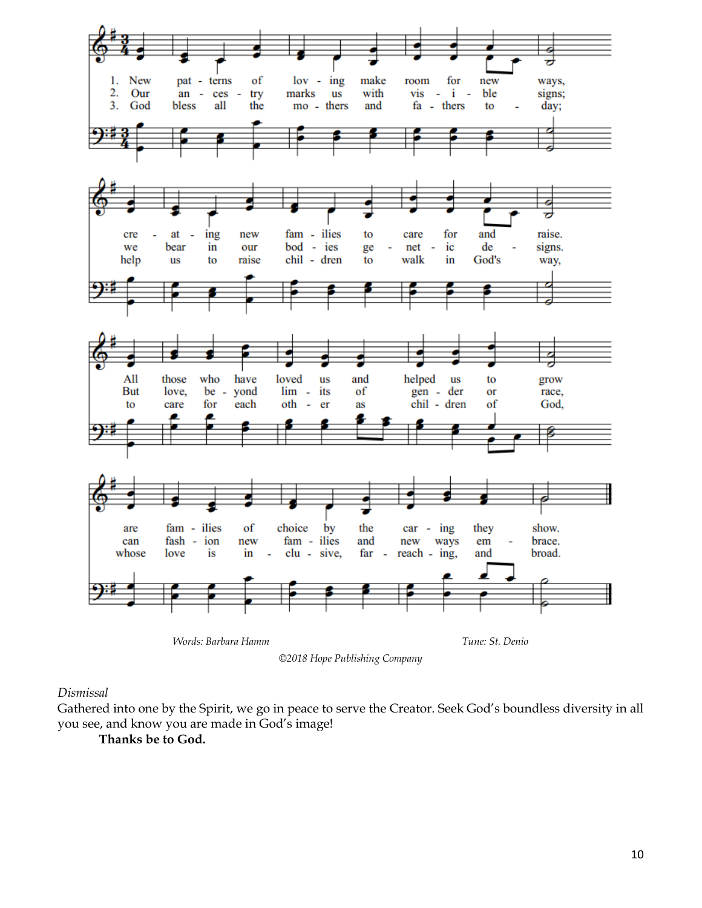1. New patterns of loving make room for new ways, creating new families to care for and raise.
All those who have loved us and helped us to grow are families of choice by the caring they show.

2. Our ancestry marks us with visible signs; we bear in our bodies genetic designs.
But love, beyond limits of gender or race, can fashion new families and new ways embrace.

3. God bless all the mothers and fathers today; help us to raise children to walk in God's way,
to care for each other as children of God, whose love is inclusive, and far-reaching, and broad.

*Words: Barbara Hamm* *Tune: St. Denio*

*©2018 Hope Publishing Company*

*Dismissal*

Gathered into one by the Spirit, we go in peace to serve the Creator. Seek God's boundless diversity in all you see, and know you are made in God's image!

**Thanks be to God.**